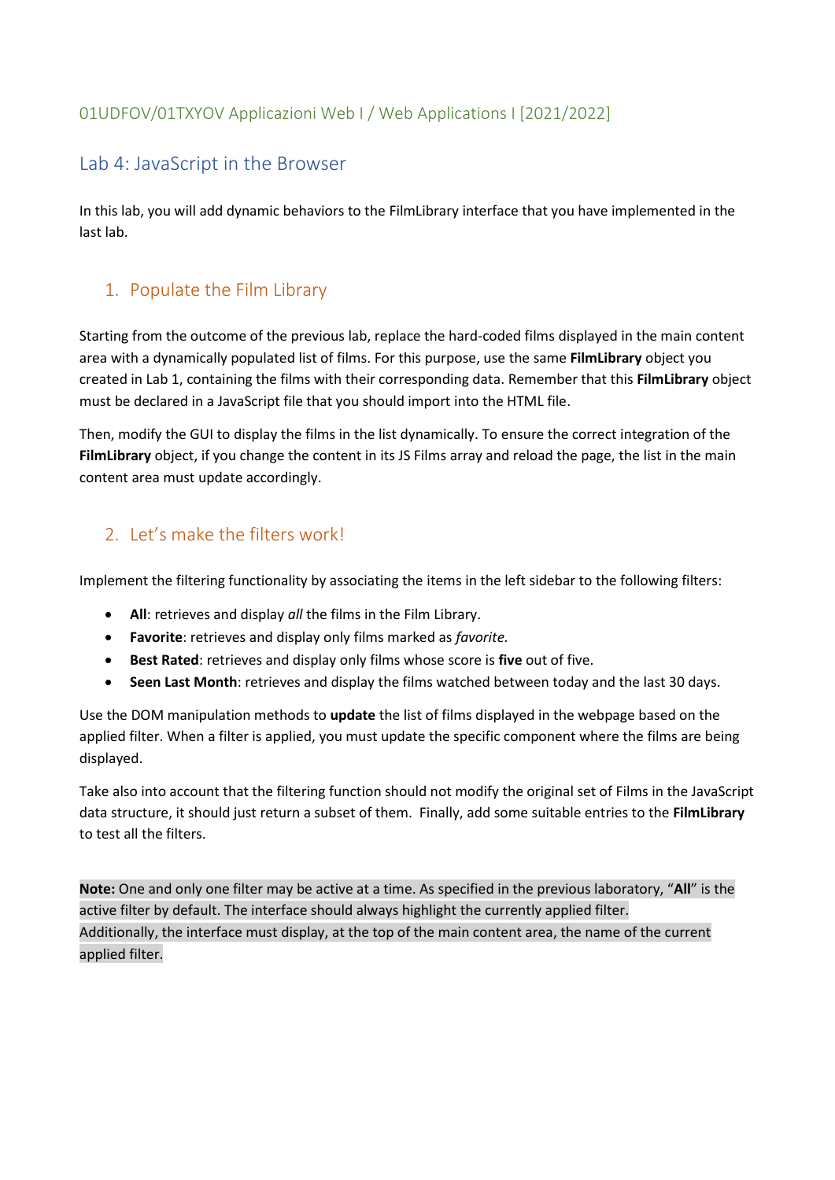01UDFOV/01TXYOV Applicazioni Web I / Web Applications I [2021/2022]

# Lab 4: JavaScript in the Browser

In this lab, you will add dynamic behaviors to the FilmLibrary interface that you have implemented in the last lab.

## 1. Populate the Film Library

Starting from the outcome of the previous lab, replace the hard-coded films displayed in the main content area with a dynamically populated list of films. For this purpose, use the same **FilmLibrary** object you created in Lab 1, containing the films with their corresponding data. Remember that this **FilmLibrary** object must be declared in a JavaScript file that you should import into the HTML file.

Then, modify the GUI to display the films in the list dynamically. To ensure the correct integration of the **FilmLibrary** object, if you change the content in its JS Films array and reload the page, the list in the main content area must update accordingly.

## 2. Let's make the filters work!

Implement the filtering functionality by associating the items in the left sidebar to the following filters:

- **All**: retrieves and display *all* the films in the Film Library.
- **Favorite**: retrieves and display only films marked as *favorite.*
- **Best Rated**: retrieves and display only films whose score is **five** out of five.
- **Seen Last Month**: retrieves and display the films watched between today and the last 30 days.

Use the DOM manipulation methods to **update** the list of films displayed in the webpage based on the applied filter. When a filter is applied, you must update the specific component where the films are being displayed.

Take also into account that the filtering function should not modify the original set of Films in the JavaScript data structure, it should just return a subset of them. Finally, add some suitable entries to the **FilmLibrary** to test all the filters.

**Note:** One and only one filter may be active at a time. As specified in the previous laboratory, "**All**" is the active filter by default. The interface should always highlight the currently applied filter.
Additionally, the interface must display, at the top of the main content area, the name of the current applied filter.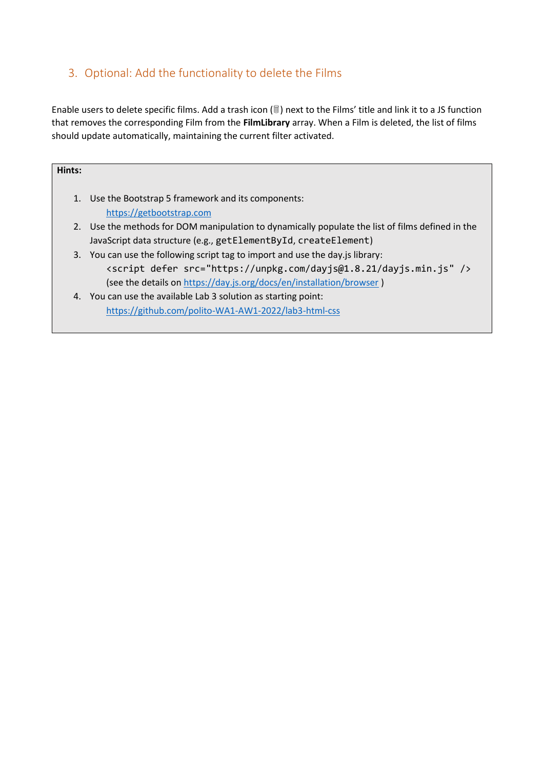## 3. Optional: Add the functionality to delete the Films

Enable users to delete specific films. Add a trash icon (🗑) next to the Films' title and link it to a JS function that removes the corresponding Film from the **FilmLibrary** array. When a Film is deleted, the list of films should update automatically, maintaining the current filter activated.

**Hints:**

1. Use the Bootstrap 5 framework and its components:
   https://getbootstrap.com
2. Use the methods for DOM manipulation to dynamically populate the list of films defined in the JavaScript data structure (e.g., `getElementById`, `createElement`)
3. You can use the following script tag to import and use the day.js library:
   `<script defer src="https://unpkg.com/dayjs@1.8.21/dayjs.min.js" />`
   (see the details on https://day.js.org/docs/en/installation/browser )
4. You can use the available Lab 3 solution as starting point:
   https://github.com/polito-WA1-AW1-2022/lab3-html-css